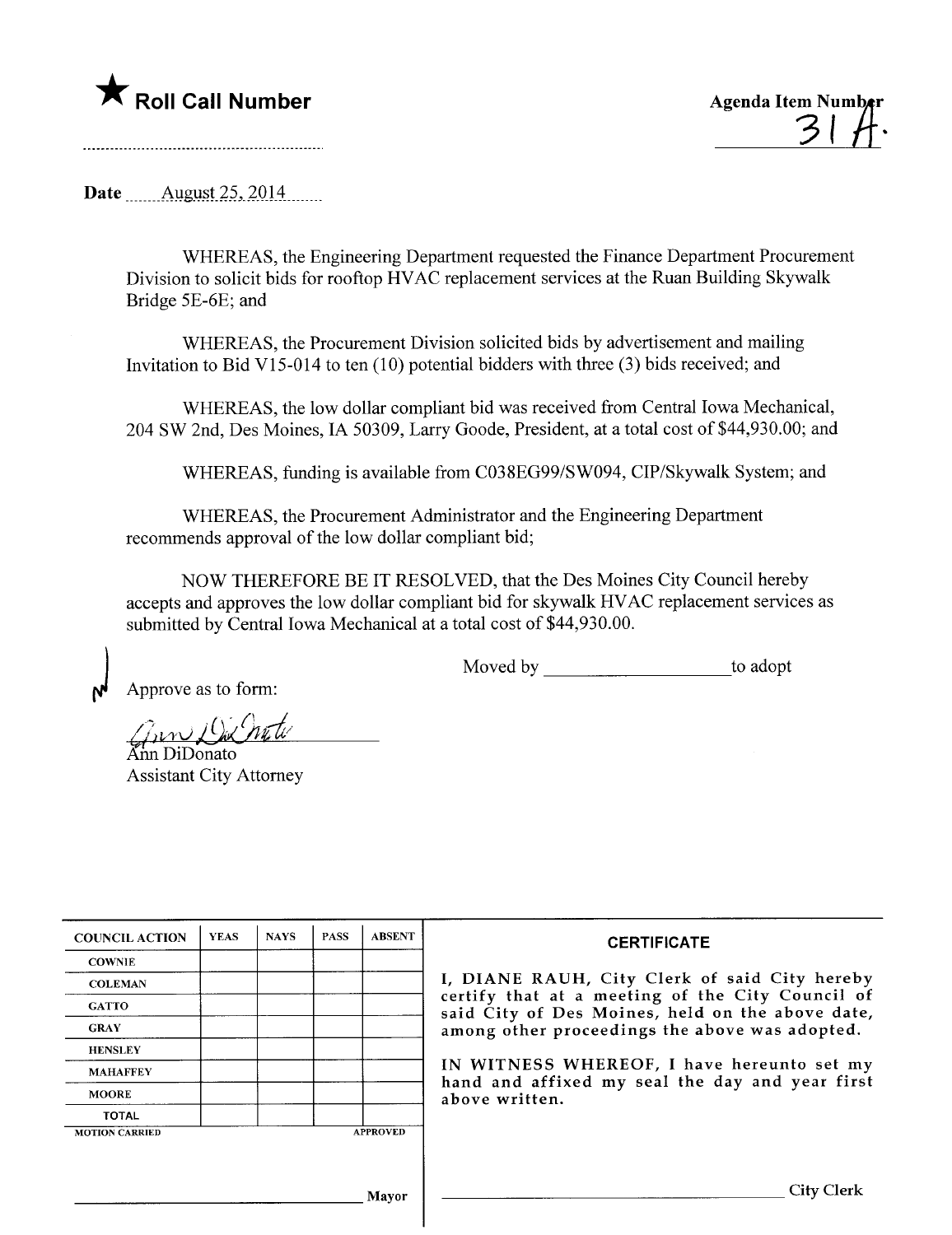★ **Roll Call Number**

**Agenda Item Number**
31A.

**Date** August 25, 2014

WHEREAS, the Engineering Department requested the Finance Department Procurement Division to solicit bids for rooftop HVAC replacement services at the Ruan Building Skywalk Bridge 5E-6E; and

WHEREAS, the Procurement Division solicited bids by advertisement and mailing Invitation to Bid V15-014 to ten (10) potential bidders with three (3) bids received; and

WHEREAS, the low dollar compliant bid was received from Central Iowa Mechanical, 204 SW 2nd, Des Moines, IA 50309, Larry Goode, President, at a total cost of $44,930.00; and

WHEREAS, funding is available from C038EG99/SW094, CIP/Skywalk System; and

WHEREAS, the Procurement Administrator and the Engineering Department recommends approval of the low dollar compliant bid;

NOW THEREFORE BE IT RESOLVED, that the Des Moines City Council hereby accepts and approves the low dollar compliant bid for skywalk HVAC replacement services as submitted by Central Iowa Mechanical at a total cost of $44,930.00.

Moved by ____________________ to adopt

Approve as to form:

Ann DiDonato
Assistant City Attorney

| COUNCIL ACTION | YEAS | NAYS | PASS | ABSENT |
|---|---|---|---|---|
| COWNIE | | | | |
| COLEMAN | | | | |
| GATTO | | | | |
| GRAY | | | | |
| HENSLEY | | | | |
| MAHAFFEY | | | | |
| MOORE | | | | |
| TOTAL | | | | |
| MOTION CARRIED | | | | APPROVED |

____________________ Mayor

**CERTIFICATE**

I, DIANE RAUH, City Clerk of said City hereby certify that at a meeting of the City Council of said City of Des Moines, held on the above date, among other proceedings the above was adopted.

IN WITNESS WHEREOF, I have hereunto set my hand and affixed my seal the day and year first above written.

____________________ City Clerk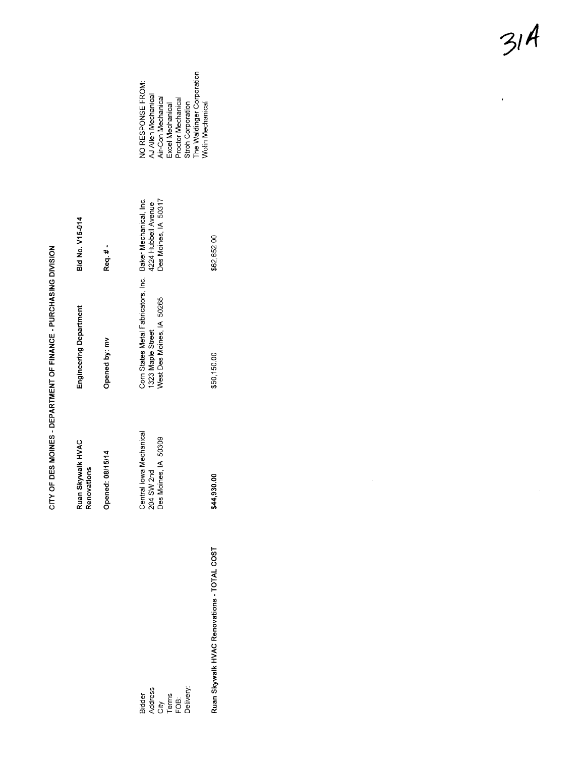31A

# CITY OF DES MOINES - DEPARTMENT OF FINANCE - PURCHASING DIVISION

| | | | | |
|---|---|---|---|---|
| | **Ruan Skywalk HVAC Renovations** | **Engineering Department** | **Bid No. V15-014** | |
| | **Opened: 08/15/14** | **Opened by: mv** | **Req. # -** | |
| Bidder<br>Address<br>City<br>Terms<br>FOB:<br>Delivery: | Central Iowa Mechanical<br>204 SW 2nd<br>Des Moines, IA 50309 | Corn States Metal Fabricators, Inc.<br>1323 Maple Street<br>West Des Moines, IA 50265 | Baker Mechanical, Inc.<br>4224 Hubbell Avenue<br>Des Moines, IA 50317 | NO RESPONSE FROM:<br>AJ Allen Mechanical<br>Air-Con Mechanical<br>Excel Mechanical<br>Proctor Mechanical<br>Stroh Corporation<br>The Waldinger Corporation<br>Wolin Mechanical |
| **Ruan Skywalk HVAC Renovations - TOTAL COST** | **$44,930.00** | $50,150.00 | $62,652.00 | |